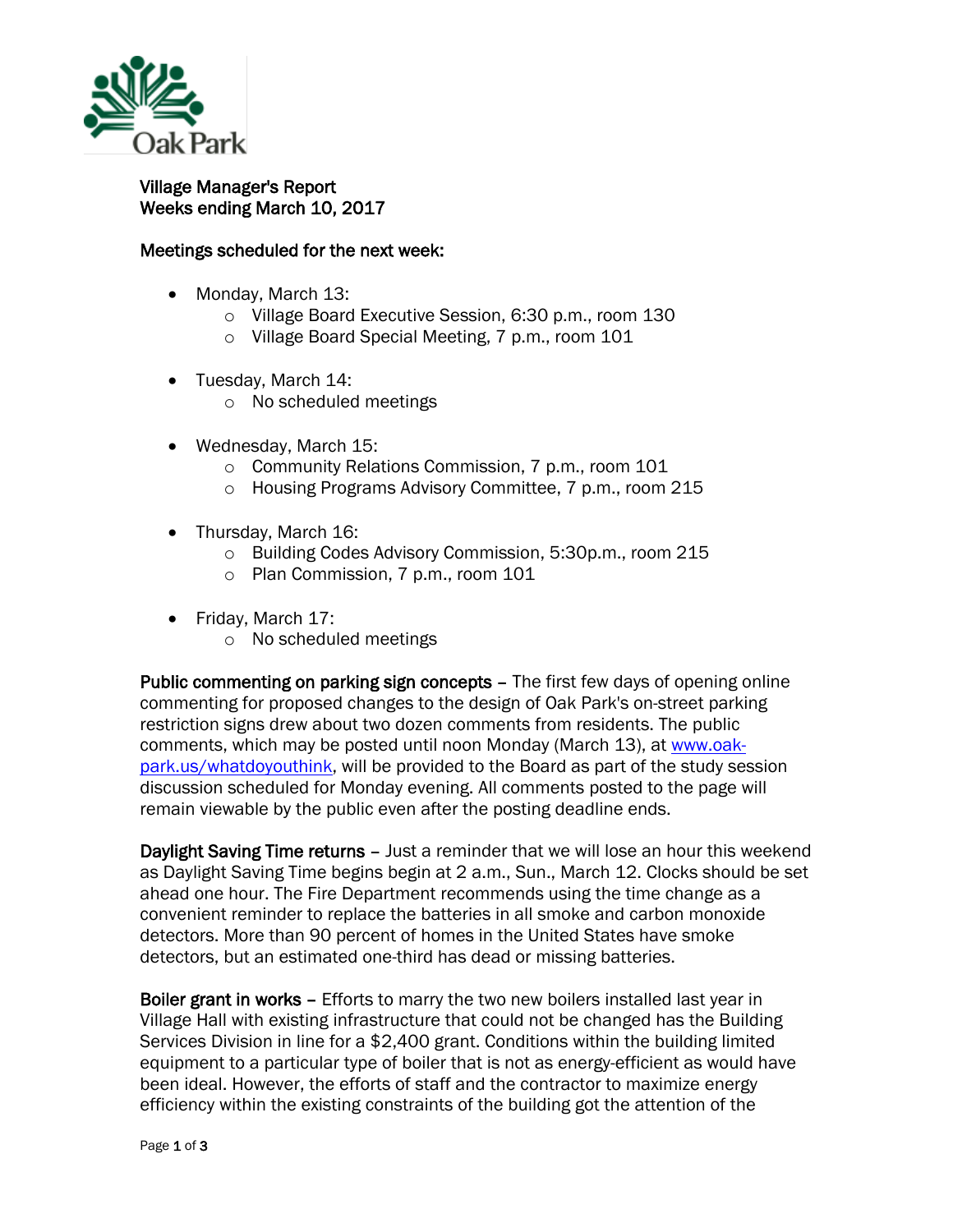**Village Manager's Report**
**Weeks ending March 10, 2017**

**Meetings scheduled for the next week:**

- Monday, March 13:
  - Village Board Executive Session, 6:30 p.m., room 130
  - Village Board Special Meeting, 7 p.m., room 101
- Tuesday, March 14:
  - No scheduled meetings
- Wednesday, March 15:
  - Community Relations Commission, 7 p.m., room 101
  - Housing Programs Advisory Committee, 7 p.m., room 215
- Thursday, March 16:
  - Building Codes Advisory Commission, 5:30p.m., room 215
  - Plan Commission, 7 p.m., room 101
- Friday, March 17:
  - No scheduled meetings

**Public commenting on parking sign concepts** – The first few days of opening online commenting for proposed changes to the design of Oak Park's on-street parking restriction signs drew about two dozen comments from residents. The public comments, which may be posted until noon Monday (March 13), at [www.oak-park.us/whatdoyouthink](http://www.oak-park.us/whatdoyouthink), will be provided to the Board as part of the study session discussion scheduled for Monday evening. All comments posted to the page will remain viewable by the public even after the posting deadline ends.

**Daylight Saving Time returns** – Just a reminder that we will lose an hour this weekend as Daylight Saving Time begins begin at 2 a.m., Sun., March 12. Clocks should be set ahead one hour. The Fire Department recommends using the time change as a convenient reminder to replace the batteries in all smoke and carbon monoxide detectors. More than 90 percent of homes in the United States have smoke detectors, but an estimated one-third has dead or missing batteries.

**Boiler grant in works** – Efforts to marry the two new boilers installed last year in Village Hall with existing infrastructure that could not be changed has the Building Services Division in line for a $2,400 grant. Conditions within the building limited equipment to a particular type of boiler that is not as energy-efficient as would have been ideal. However, the efforts of staff and the contractor to maximize energy efficiency within the existing constraints of the building got the attention of the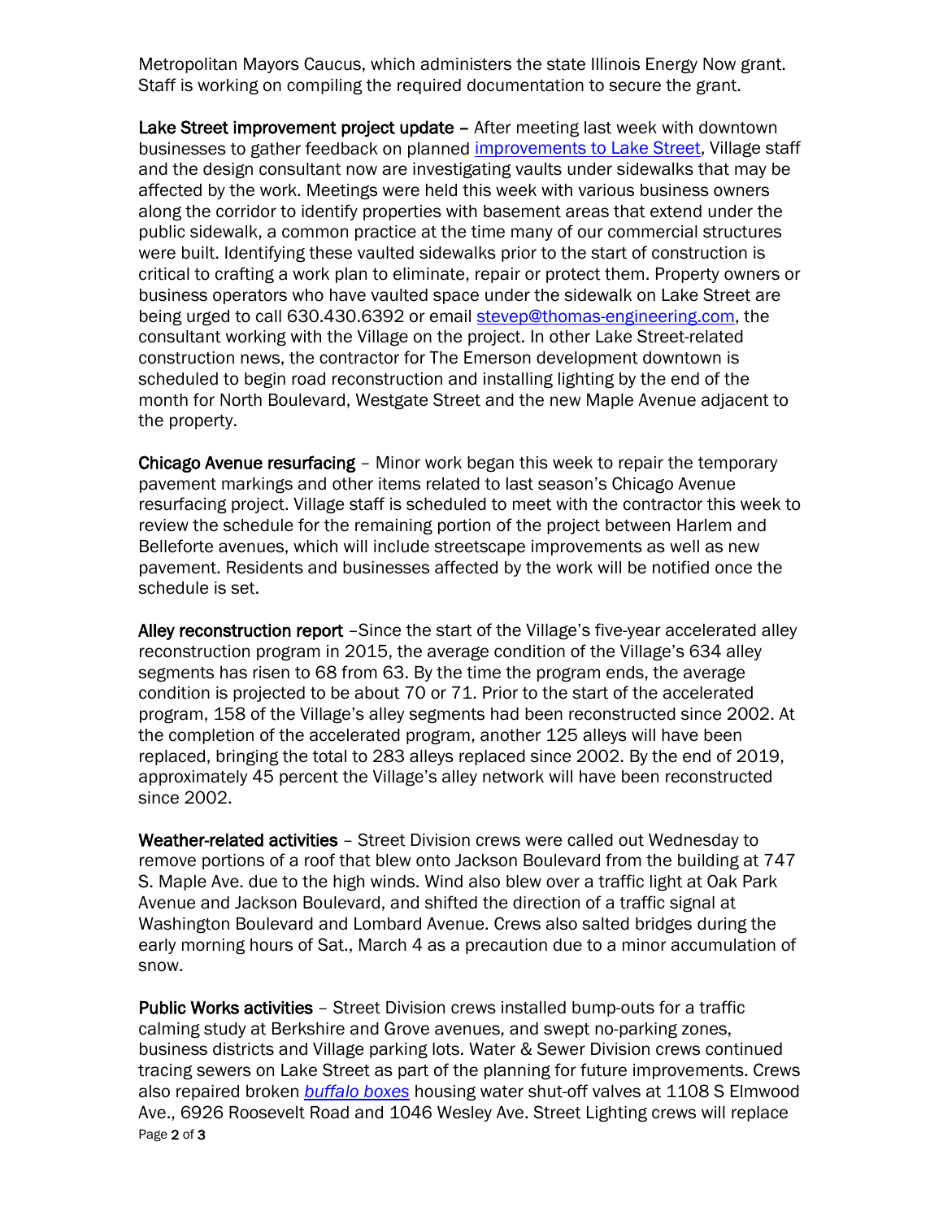Metropolitan Mayors Caucus, which administers the state Illinois Energy Now grant. Staff is working on compiling the required documentation to secure the grant.

**Lake Street improvement project update** – After meeting last week with downtown businesses to gather feedback on planned [improvements to Lake Street](), Village staff and the design consultant now are investigating vaults under sidewalks that may be affected by the work. Meetings were held this week with various business owners along the corridor to identify properties with basement areas that extend under the public sidewalk, a common practice at the time many of our commercial structures were built. Identifying these vaulted sidewalks prior to the start of construction is critical to crafting a work plan to eliminate, repair or protect them. Property owners or business operators who have vaulted space under the sidewalk on Lake Street are being urged to call 630.430.6392 or email stevep@thomas-engineering.com, the consultant working with the Village on the project. In other Lake Street-related construction news, the contractor for The Emerson development downtown is scheduled to begin road reconstruction and installing lighting by the end of the month for North Boulevard, Westgate Street and the new Maple Avenue adjacent to the property.

**Chicago Avenue resurfacing** – Minor work began this week to repair the temporary pavement markings and other items related to last season's Chicago Avenue resurfacing project. Village staff is scheduled to meet with the contractor this week to review the schedule for the remaining portion of the project between Harlem and Belleforte avenues, which will include streetscape improvements as well as new pavement. Residents and businesses affected by the work will be notified once the schedule is set.

**Alley reconstruction report** –Since the start of the Village's five-year accelerated alley reconstruction program in 2015, the average condition of the Village's 634 alley segments has risen to 68 from 63. By the time the program ends, the average condition is projected to be about 70 or 71. Prior to the start of the accelerated program, 158 of the Village's alley segments had been reconstructed since 2002. At the completion of the accelerated program, another 125 alleys will have been replaced, bringing the total to 283 alleys replaced since 2002. By the end of 2019, approximately 45 percent the Village's alley network will have been reconstructed since 2002.

**Weather-related activities** – Street Division crews were called out Wednesday to remove portions of a roof that blew onto Jackson Boulevard from the building at 747 S. Maple Ave. due to the high winds. Wind also blew over a traffic light at Oak Park Avenue and Jackson Boulevard, and shifted the direction of a traffic signal at Washington Boulevard and Lombard Avenue. Crews also salted bridges during the early morning hours of Sat., March 4 as a precaution due to a minor accumulation of snow.

**Public Works activities** – Street Division crews installed bump-outs for a traffic calming study at Berkshire and Grove avenues, and swept no-parking zones, business districts and Village parking lots. Water & Sewer Division crews continued tracing sewers on Lake Street as part of the planning for future improvements. Crews also repaired broken [*buffalo boxes*]() housing water shut-off valves at 1108 S Elmwood Ave., 6926 Roosevelt Road and 1046 Wesley Ave. Street Lighting crews will replace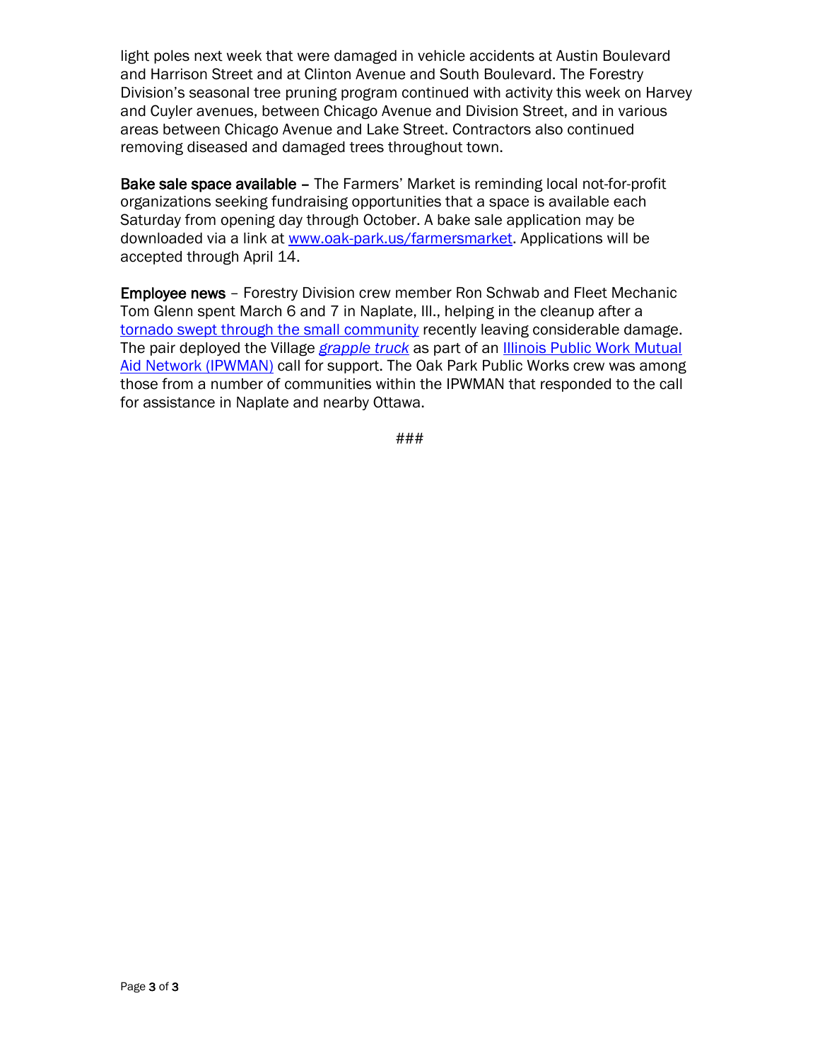light poles next week that were damaged in vehicle accidents at Austin Boulevard and Harrison Street and at Clinton Avenue and South Boulevard. The Forestry Division's seasonal tree pruning program continued with activity this week on Harvey and Cuyler avenues, between Chicago Avenue and Division Street, and in various areas between Chicago Avenue and Lake Street. Contractors also continued removing diseased and damaged trees throughout town.

**Bake sale space available** – The Farmers' Market is reminding local not-for-profit organizations seeking fundraising opportunities that a space is available each Saturday from opening day through October. A bake sale application may be downloaded via a link at www.oak-park.us/farmersmarket. Applications will be accepted through April 14.

**Employee news** – Forestry Division crew member Ron Schwab and Fleet Mechanic Tom Glenn spent March 6 and 7 in Naplate, Ill., helping in the cleanup after a tornado swept through the small community recently leaving considerable damage. The pair deployed the Village *grapple truck* as part of an Illinois Public Work Mutual Aid Network (IPWMAN) call for support. The Oak Park Public Works crew was among those from a number of communities within the IPWMAN that responded to the call for assistance in Naplate and nearby Ottawa.

###